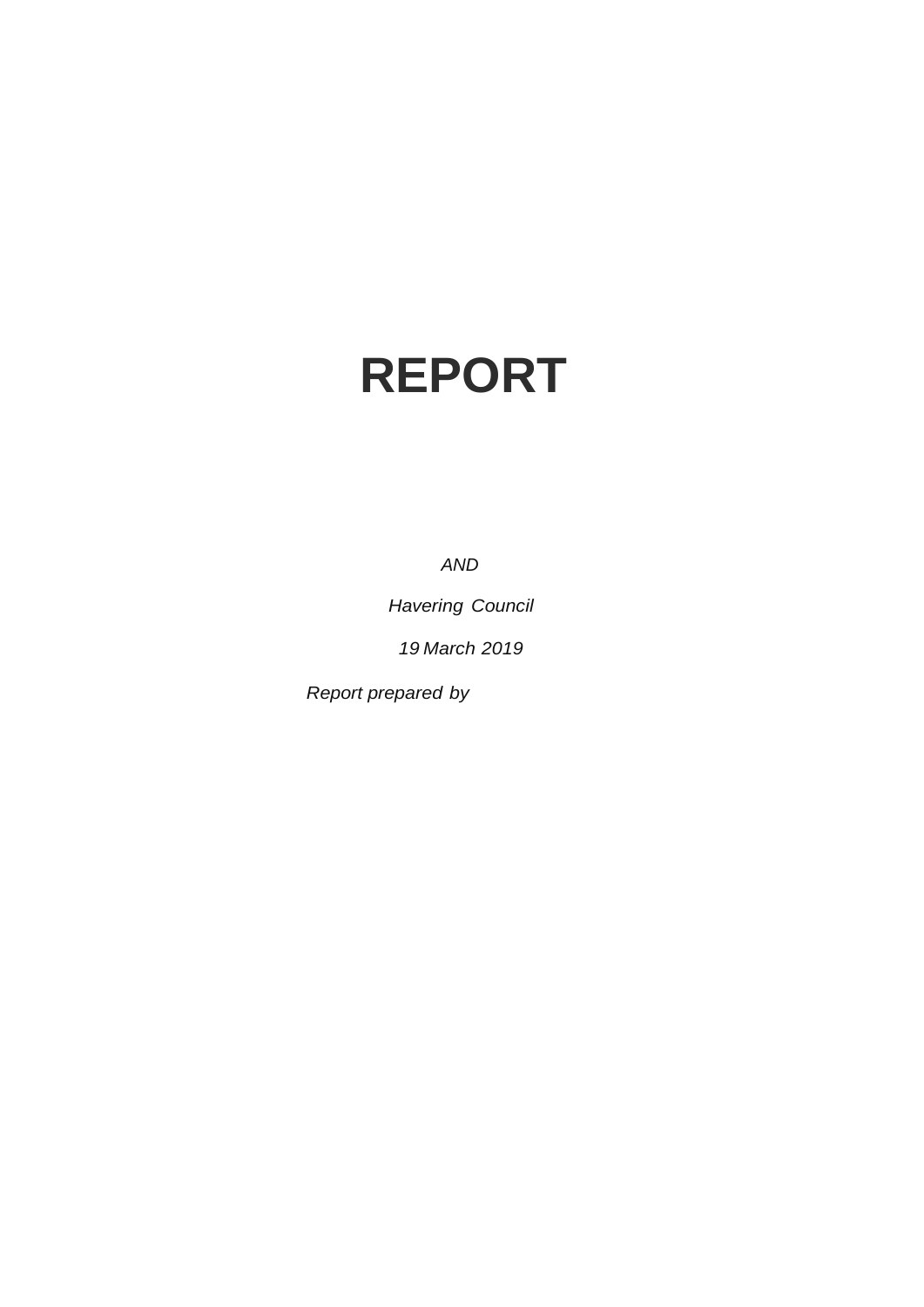# REPORT

*AND*

*Havering Council*

*19 March 2019*

*Report prepared by*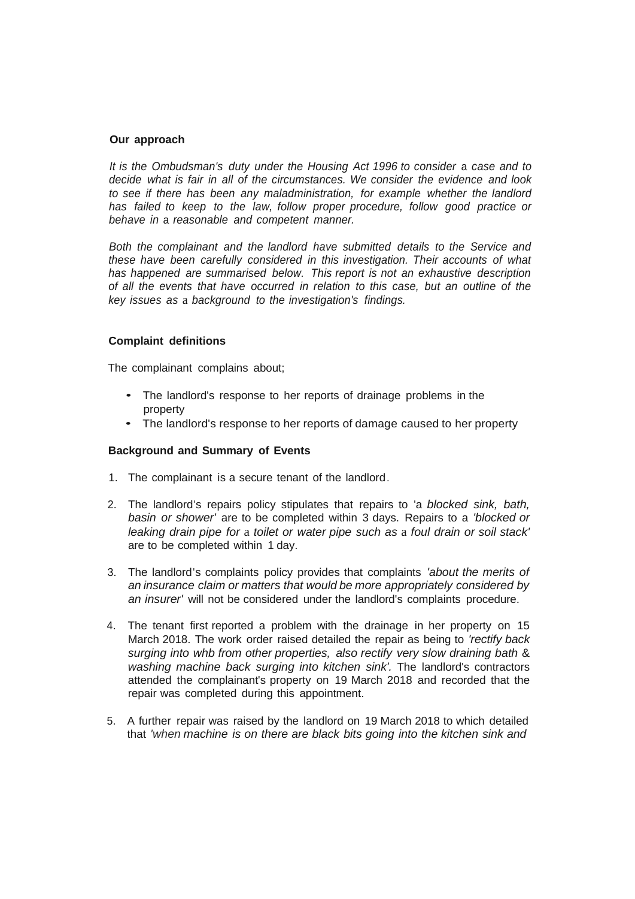## Our approach

*It is the Ombudsman's duty under the Housing Act 1996 to consider a case and to decide what is fair in all of the circumstances. We consider the evidence and look to see if there has been any maladministration, for example whether the landlord has failed to keep to the law, follow proper procedure, follow good practice or behave in a reasonable and competent manner.*

*Both the complainant and the landlord have submitted details to the Service and these have been carefully considered in this investigation. Their accounts of what has happened are summarised below. This report is not an exhaustive description of all the events that have occurred in relation to this case, but an outline of the key issues as a background to the investigation's findings.*

## Complaint definitions

The complainant complains about;

- The landlord's response to her reports of drainage problems in the property
- The landlord's response to her reports of damage caused to her property

## Background and Summary of Events

1. The complainant is a secure tenant of the landlord.
2. The landlord's repairs policy stipulates that repairs to 'a *blocked sink, bath, basin or shower'* are to be completed within 3 days. Repairs to a *'blocked or leaking drain pipe for a toilet or water pipe such as a foul drain or soil stack'* are to be completed within 1 day.
3. The landlord's complaints policy provides that complaints *'about the merits of an insurance claim or matters that would be more appropriately considered by an insurer'* will not be considered under the landlord's complaints procedure.
4. The tenant first reported a problem with the drainage in her property on 15 March 2018. The work order raised detailed the repair as being to *'rectify back surging into whb from other properties, also rectify very slow draining bath & washing machine back surging into kitchen sink'.* The landlord's contractors attended the complainant's property on 19 March 2018 and recorded that the repair was completed during this appointment.
5. A further repair was raised by the landlord on 19 March 2018 to which detailed that *'when machine is on there are black bits going into the kitchen sink and*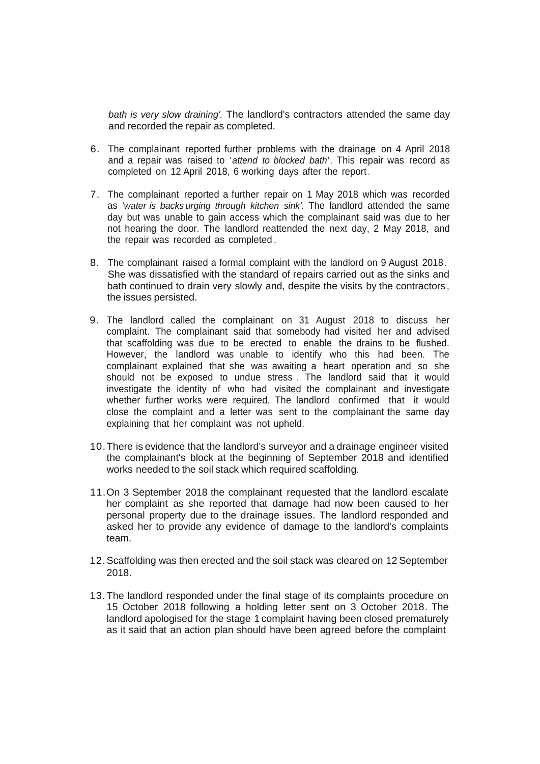*bath is very slow draining'.* The landlord's contractors attended the same day and recorded the repair as completed.

6. The complainant reported further problems with the drainage on 4 April 2018 and a repair was raised to *'attend to blocked bath'*. This repair was record as completed on 12 April 2018, 6 working days after the report.

7. The complainant reported a further repair on 1 May 2018 which was recorded as *'water is backs urging through kitchen sink'.* The landlord attended the same day but was unable to gain access which the complainant said was due to her not hearing the door. The landlord reattended the next day, 2 May 2018, and the repair was recorded as completed.

8. The complainant raised a formal complaint with the landlord on 9 August 2018. She was dissatisfied with the standard of repairs carried out as the sinks and bath continued to drain very slowly and, despite the visits by the contractors, the issues persisted.

9. The landlord called the complainant on 31 August 2018 to discuss her complaint. The complainant said that somebody had visited her and advised that scaffolding was due to be erected to enable the drains to be flushed. However, the landlord was unable to identify who this had been. The complainant explained that she was awaiting a heart operation and so she should not be exposed to undue stress. The landlord said that it would investigate the identity of who had visited the complainant and investigate whether further works were required. The landlord confirmed that it would close the complaint and a letter was sent to the complainant the same day explaining that her complaint was not upheld.

10. There is evidence that the landlord's surveyor and a drainage engineer visited the complainant's block at the beginning of September 2018 and identified works needed to the soil stack which required scaffolding.

11. On 3 September 2018 the complainant requested that the landlord escalate her complaint as she reported that damage had now been caused to her personal property due to the drainage issues. The landlord responded and asked her to provide any evidence of damage to the landlord's complaints team.

12. Scaffolding was then erected and the soil stack was cleared on 12 September 2018.

13. The landlord responded under the final stage of its complaints procedure on 15 October 2018 following a holding letter sent on 3 October 2018. The landlord apologised for the stage 1 complaint having been closed prematurely as it said that an action plan should have been agreed before the complaint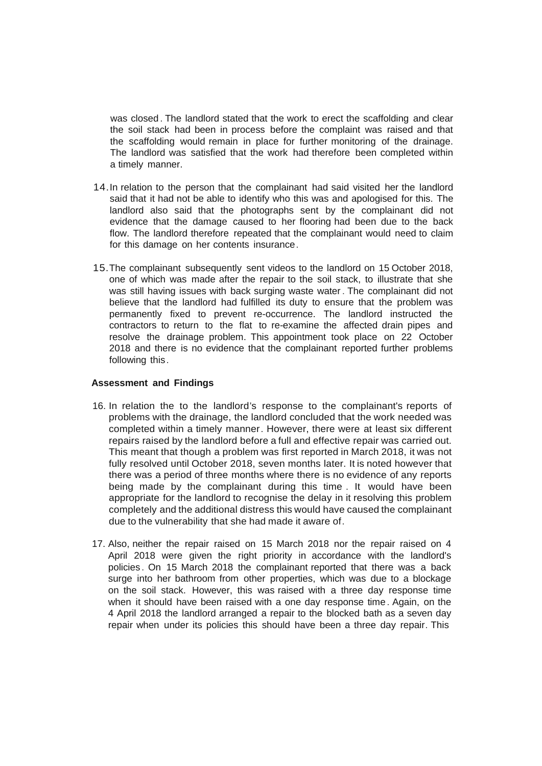was closed. The landlord stated that the work to erect the scaffolding and clear the soil stack had been in process before the complaint was raised and that the scaffolding would remain in place for further monitoring of the drainage. The landlord was satisfied that the work had therefore been completed within a timely manner.

14. In relation to the person that the complainant had said visited her the landlord said that it had not be able to identify who this was and apologised for this. The landlord also said that the photographs sent by the complainant did not evidence that the damage caused to her flooring had been due to the back flow. The landlord therefore repeated that the complainant would need to claim for this damage on her contents insurance.

15. The complainant subsequently sent videos to the landlord on 15 October 2018, one of which was made after the repair to the soil stack, to illustrate that she was still having issues with back surging waste water. The complainant did not believe that the landlord had fulfilled its duty to ensure that the problem was permanently fixed to prevent re-occurrence. The landlord instructed the contractors to return to the flat to re-examine the affected drain pipes and resolve the drainage problem. This appointment took place on 22 October 2018 and there is no evidence that the complainant reported further problems following this.

**Assessment and Findings**

16. In relation the to the landlord's response to the complainant's reports of problems with the drainage, the landlord concluded that the work needed was completed within a timely manner. However, there were at least six different repairs raised by the landlord before a full and effective repair was carried out. This meant that though a problem was first reported in March 2018, it was not fully resolved until October 2018, seven months later. It is noted however that there was a period of three months where there is no evidence of any reports being made by the complainant during this time. It would have been appropriate for the landlord to recognise the delay in it resolving this problem completely and the additional distress this would have caused the complainant due to the vulnerability that she had made it aware of.

17. Also, neither the repair raised on 15 March 2018 nor the repair raised on 4 April 2018 were given the right priority in accordance with the landlord's policies. On 15 March 2018 the complainant reported that there was a back surge into her bathroom from other properties, which was due to a blockage on the soil stack. However, this was raised with a three day response time when it should have been raised with a one day response time. Again, on the 4 April 2018 the landlord arranged a repair to the blocked bath as a seven day repair when under its policies this should have been a three day repair. This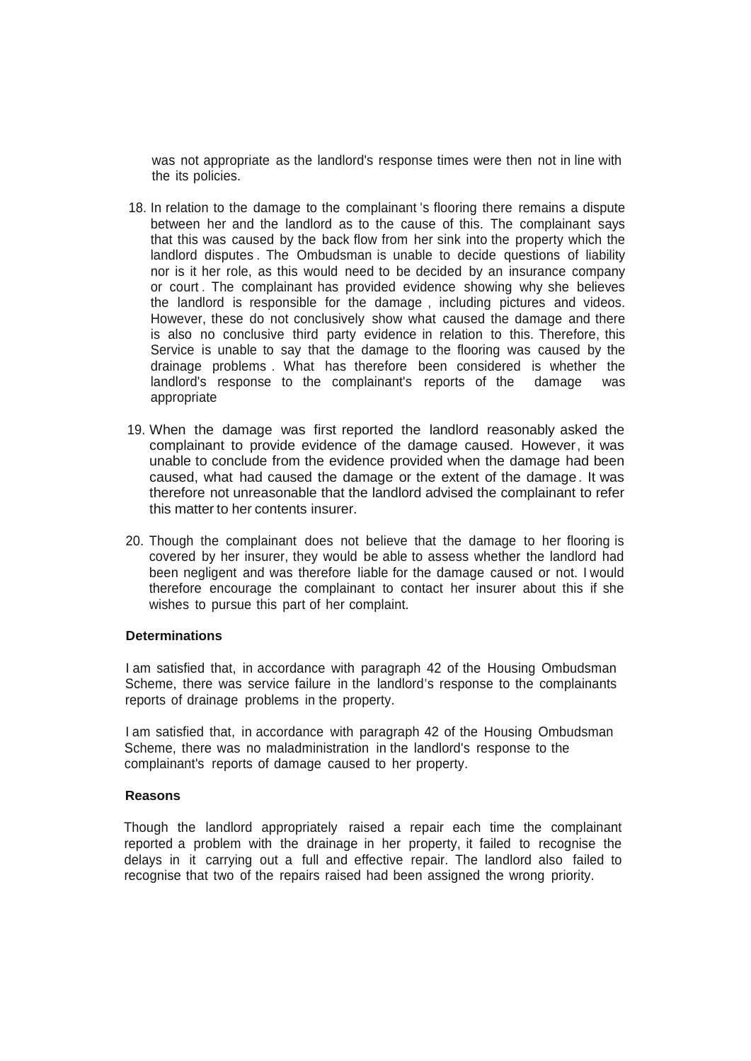was not appropriate as the landlord's response times were then not in line with the its policies.

18. In relation to the damage to the complainant's flooring there remains a dispute between her and the landlord as to the cause of this. The complainant says that this was caused by the back flow from her sink into the property which the landlord disputes. The Ombudsman is unable to decide questions of liability nor is it her role, as this would need to be decided by an insurance company or court. The complainant has provided evidence showing why she believes the landlord is responsible for the damage, including pictures and videos. However, these do not conclusively show what caused the damage and there is also no conclusive third party evidence in relation to this. Therefore, this Service is unable to say that the damage to the flooring was caused by the drainage problems. What has therefore been considered is whether the landlord's response to the complainant's reports of the damage was appropriate

19. When the damage was first reported the landlord reasonably asked the complainant to provide evidence of the damage caused. However, it was unable to conclude from the evidence provided when the damage had been caused, what had caused the damage or the extent of the damage. It was therefore not unreasonable that the landlord advised the complainant to refer this matter to her contents insurer.

20. Though the complainant does not believe that the damage to her flooring is covered by her insurer, they would be able to assess whether the landlord had been negligent and was therefore liable for the damage caused or not. I would therefore encourage the complainant to contact her insurer about this if she wishes to pursue this part of her complaint.

**Determinations**

I am satisfied that, in accordance with paragraph 42 of the Housing Ombudsman Scheme, there was service failure in the landlord's response to the complainants reports of drainage problems in the property.

I am satisfied that, in accordance with paragraph 42 of the Housing Ombudsman Scheme, there was no maladministration in the landlord's response to the complainant's reports of damage caused to her property.

**Reasons**

Though the landlord appropriately raised a repair each time the complainant reported a problem with the drainage in her property, it failed to recognise the delays in it carrying out a full and effective repair. The landlord also failed to recognise that two of the repairs raised had been assigned the wrong priority.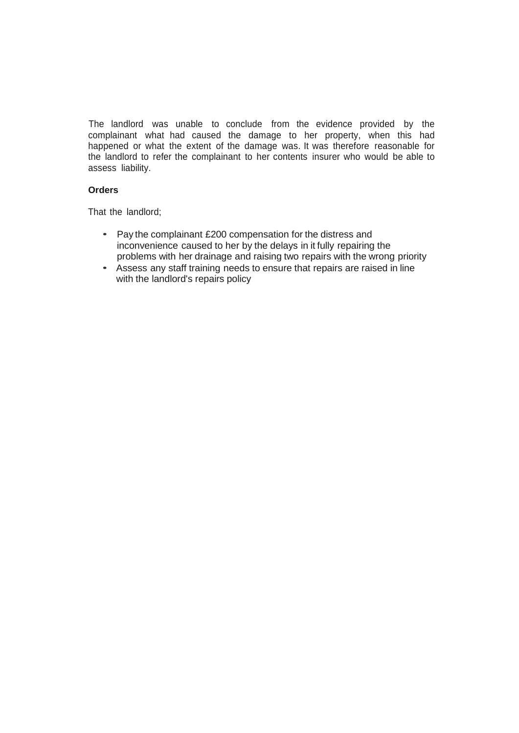The landlord was unable to conclude from the evidence provided by the complainant what had caused the damage to her property, when this had happened or what the extent of the damage was. It was therefore reasonable for the landlord to refer the complainant to her contents insurer who would be able to assess liability.

**Orders**

That the landlord;

- Pay the complainant £200 compensation for the distress and inconvenience caused to her by the delays in it fully repairing the problems with her drainage and raising two repairs with the wrong priority
- Assess any staff training needs to ensure that repairs are raised in line with the landlord's repairs policy